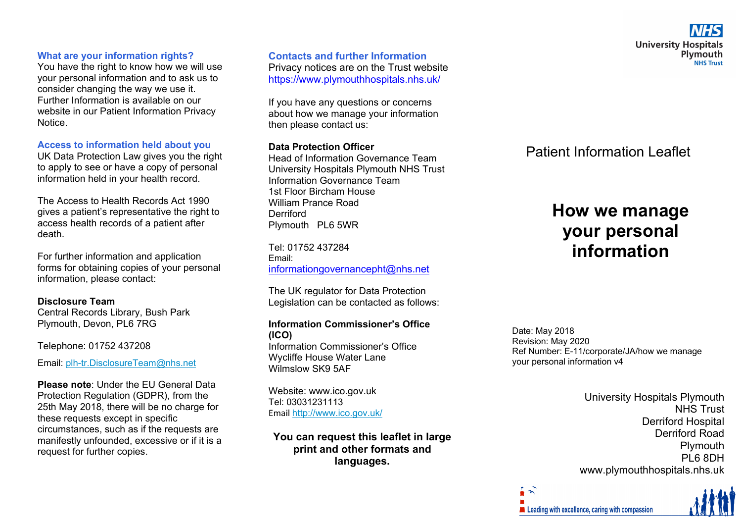## What are your information rights?

You have the right to know how we will use your personal information and to ask us to consider changing the way we use it. Further Information is available on our website in our Patient Information Privacy Notice.

## Access to information held about you

UK Data Protection Law gives you the right to apply to see or have a copy of personal information held in your health record.

The Access to Health Records Act 1990 gives a patient's representative the right to access health records of a patient after death.

For further information and application forms for obtaining copies of your personal information, please contact:

**Disclosure Team**
Central Records Library, Bush Park
Plymouth, Devon, PL6 7RG

Telephone: 01752 437208

Email: plh-tr.DisclosureTeam@nhs.net

**Please note**: Under the EU General Data Protection Regulation (GDPR), from the 25th May 2018, there will be no charge for these requests except in specific circumstances, such as if the requests are manifestly unfounded, excessive or if it is a request for further copies.

## Contacts and further Information

Privacy notices are on the Trust website
https://www.plymouthhospitals.nhs.uk/

If you have any questions or concerns about how we manage your information then please contact us:

**Data Protection Officer**
Head of Information Governance Team
University Hospitals Plymouth NHS Trust
Information Governance Team
1st Floor Bircham House
William Prance Road
Derriford
Plymouth PL6 5WR

Tel: 01752 437284
Email:
informationgovernancepht@nhs.net

The UK regulator for Data Protection Legislation can be contacted as follows:

**Information Commissioner's Office (ICO)**
Information Commissioner's Office
Wycliffe House Water Lane
Wilmslow SK9 5AF

Website: www.ico.gov.uk
Tel: 03031231113
Email http://www.ico.gov.uk/

**You can request this leaflet in large print and other formats and languages.**

NHS
University Hospitals Plymouth
NHS Trust

Patient Information Leaflet

# How we manage your personal information

Date: May 2018
Revision: May 2020
Ref Number: E-11/corporate/JA/how we manage your personal information v4

University Hospitals Plymouth
NHS Trust
Derriford Hospital
Derriford Road
Plymouth
PL6 8DH
www.plymouthhospitals.nhs.uk

Leading with excellence, caring with compassion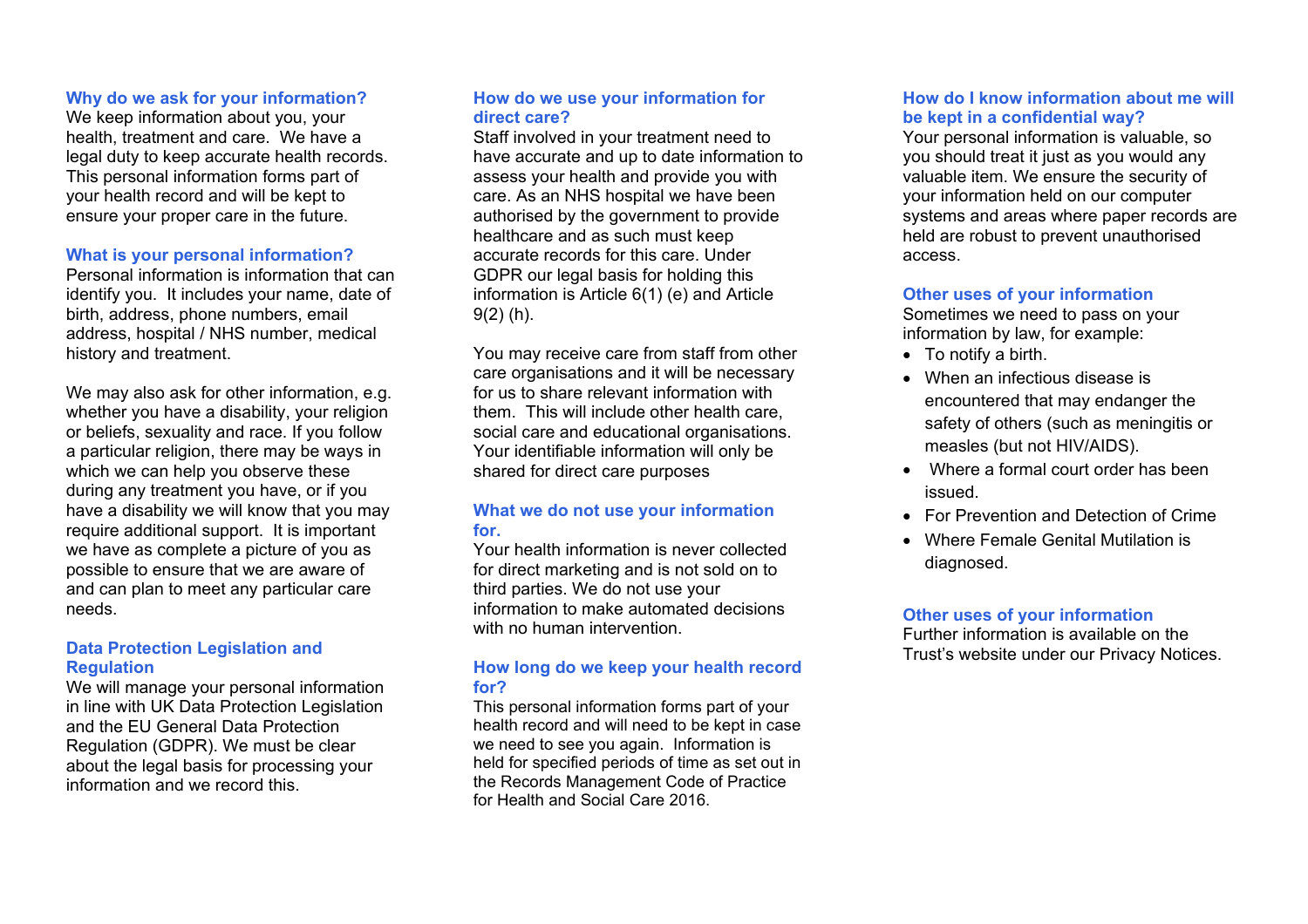## Why do we ask for your information?

We keep information about you, your health, treatment and care. We have a legal duty to keep accurate health records. This personal information forms part of your health record and will be kept to ensure your proper care in the future.

## What is your personal information?

Personal information is information that can identify you. It includes your name, date of birth, address, phone numbers, email address, hospital / NHS number, medical history and treatment.

We may also ask for other information, e.g. whether you have a disability, your religion or beliefs, sexuality and race. If you follow a particular religion, there may be ways in which we can help you observe these during any treatment you have, or if you have a disability we will know that you may require additional support. It is important we have as complete a picture of you as possible to ensure that we are aware of and can plan to meet any particular care needs.

## Data Protection Legislation and Regulation

We will manage your personal information in line with UK Data Protection Legislation and the EU General Data Protection Regulation (GDPR). We must be clear about the legal basis for processing your information and we record this.

## How do we use your information for direct care?

Staff involved in your treatment need to have accurate and up to date information to assess your health and provide you with care. As an NHS hospital we have been authorised by the government to provide healthcare and as such must keep accurate records for this care. Under GDPR our legal basis for holding this information is Article 6(1) (e) and Article 9(2) (h).

You may receive care from staff from other care organisations and it will be necessary for us to share relevant information with them. This will include other health care, social care and educational organisations. Your identifiable information will only be shared for direct care purposes

## What we do not use your information for.

Your health information is never collected for direct marketing and is not sold on to third parties. We do not use your information to make automated decisions with no human intervention.

## How long do we keep your health record for?

This personal information forms part of your health record and will need to be kept in case we need to see you again. Information is held for specified periods of time as set out in the Records Management Code of Practice for Health and Social Care 2016.

## How do I know information about me will be kept in a confidential way?

Your personal information is valuable, so you should treat it just as you would any valuable item. We ensure the security of your information held on our computer systems and areas where paper records are held are robust to prevent unauthorised access.

## Other uses of your information

Sometimes we need to pass on your information by law, for example:

- To notify a birth.
- When an infectious disease is encountered that may endanger the safety of others (such as meningitis or measles (but not HIV/AIDS).
- Where a formal court order has been issued.
- For Prevention and Detection of Crime
- Where Female Genital Mutilation is diagnosed.

## Other uses of your information

Further information is available on the Trust's website under our Privacy Notices.